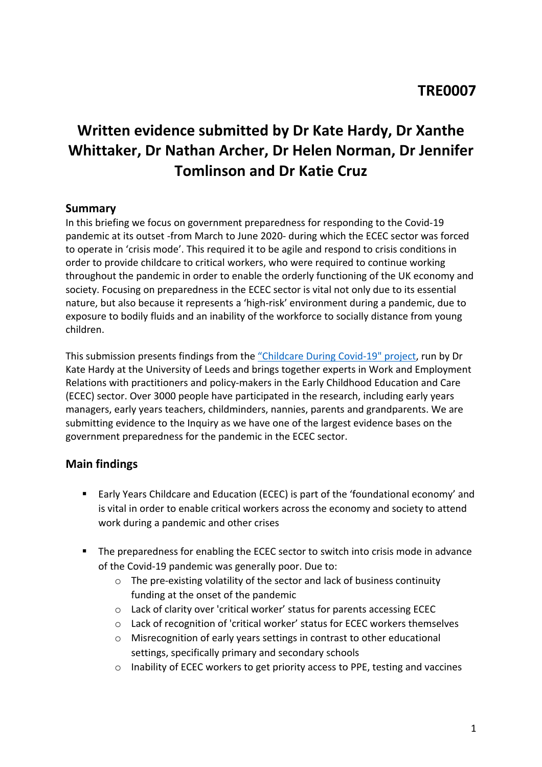TRE0007

# Written evidence submitted by Dr Kate Hardy, Dr Xanthe Whittaker, Dr Nathan Archer, Dr Helen Norman, Dr Jennifer Tomlinson and Dr Katie Cruz

## Summary

In this briefing we focus on government preparedness for responding to the Covid-19 pandemic at its outset -from March to June 2020- during which the ECEC sector was forced to operate in 'crisis mode'. This required it to be agile and respond to crisis conditions in order to provide childcare to critical workers, who were required to continue working throughout the pandemic in order to enable the orderly functioning of the UK economy and society. Focusing on preparedness in the ECEC sector is vital not only due to its essential nature, but also because it represents a 'high-risk' environment during a pandemic, due to exposure to bodily fluids and an inability of the workforce to socially distance from young children.

This submission presents findings from the "Childcare During Covid-19" project, run by Dr Kate Hardy at the University of Leeds and brings together experts in Work and Employment Relations with practitioners and policy-makers in the Early Childhood Education and Care (ECEC) sector. Over 3000 people have participated in the research, including early years managers, early years teachers, childminders, nannies, parents and grandparents. We are submitting evidence to the Inquiry as we have one of the largest evidence bases on the government preparedness for the pandemic in the ECEC sector.

## Main findings

- Early Years Childcare and Education (ECEC) is part of the 'foundational economy' and is vital in order to enable critical workers across the economy and society to attend work during a pandemic and other crises
- The preparedness for enabling the ECEC sector to switch into crisis mode in advance of the Covid-19 pandemic was generally poor. Due to:
  - The pre-existing volatility of the sector and lack of business continuity funding at the onset of the pandemic
  - Lack of clarity over 'critical worker' status for parents accessing ECEC
  - Lack of recognition of 'critical worker' status for ECEC workers themselves
  - Misrecognition of early years settings in contrast to other educational settings, specifically primary and secondary schools
  - Inability of ECEC workers to get priority access to PPE, testing and vaccines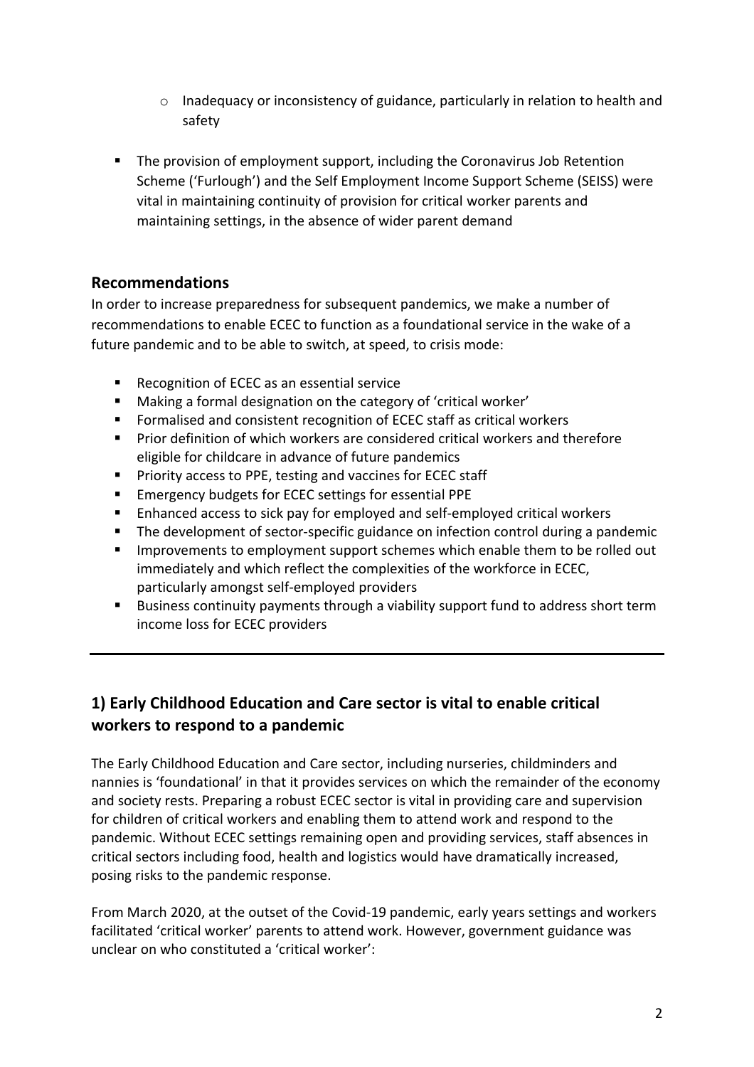- Inadequacy or inconsistency of guidance, particularly in relation to health and safety

- The provision of employment support, including the Coronavirus Job Retention Scheme ('Furlough') and the Self Employment Income Support Scheme (SEISS) were vital in maintaining continuity of provision for critical worker parents and maintaining settings, in the absence of wider parent demand

## Recommendations

In order to increase preparedness for subsequent pandemics, we make a number of recommendations to enable ECEC to function as a foundational service in the wake of a future pandemic and to be able to switch, at speed, to crisis mode:

- Recognition of ECEC as an essential service
- Making a formal designation on the category of 'critical worker'
- Formalised and consistent recognition of ECEC staff as critical workers
- Prior definition of which workers are considered critical workers and therefore eligible for childcare in advance of future pandemics
- Priority access to PPE, testing and vaccines for ECEC staff
- Emergency budgets for ECEC settings for essential PPE
- Enhanced access to sick pay for employed and self-employed critical workers
- The development of sector-specific guidance on infection control during a pandemic
- Improvements to employment support schemes which enable them to be rolled out immediately and which reflect the complexities of the workforce in ECEC, particularly amongst self-employed providers
- Business continuity payments through a viability support fund to address short term income loss for ECEC providers

---

## 1) Early Childhood Education and Care sector is vital to enable critical workers to respond to a pandemic

The Early Childhood Education and Care sector, including nurseries, childminders and nannies is 'foundational' in that it provides services on which the remainder of the economy and society rests. Preparing a robust ECEC sector is vital in providing care and supervision for children of critical workers and enabling them to attend work and respond to the pandemic. Without ECEC settings remaining open and providing services, staff absences in critical sectors including food, health and logistics would have dramatically increased, posing risks to the pandemic response.

From March 2020, at the outset of the Covid-19 pandemic, early years settings and workers facilitated 'critical worker' parents to attend work. However, government guidance was unclear on who constituted a 'critical worker':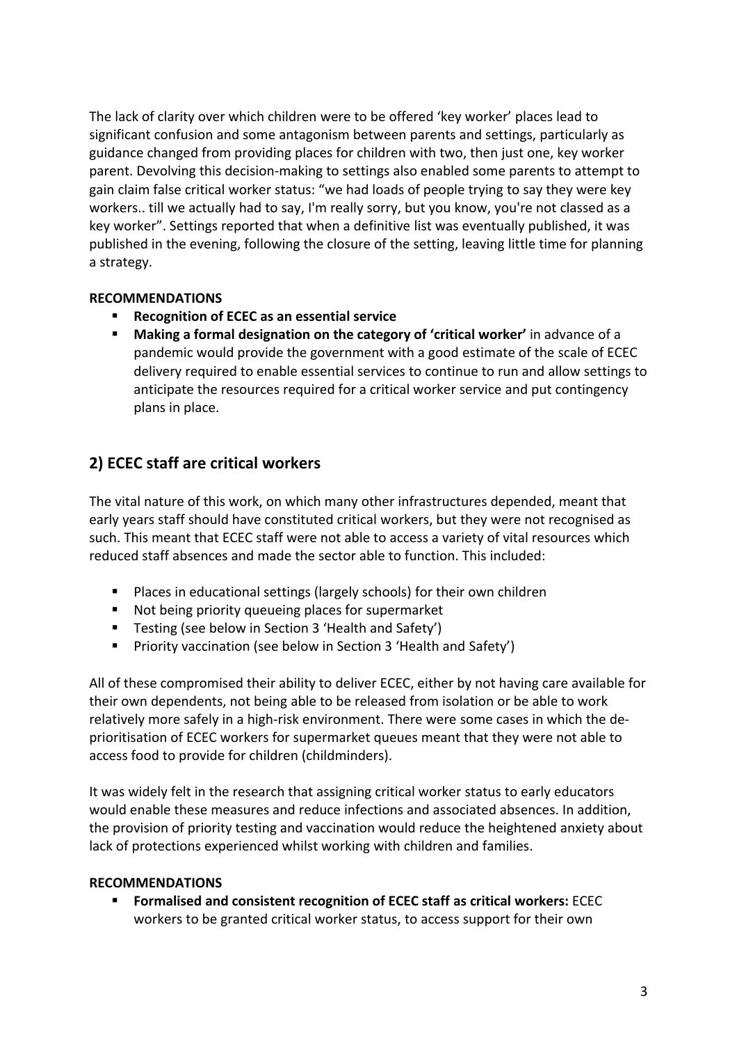The lack of clarity over which children were to be offered 'key worker' places lead to significant confusion and some antagonism between parents and settings, particularly as guidance changed from providing places for children with two, then just one, key worker parent. Devolving this decision-making to settings also enabled some parents to attempt to gain claim false critical worker status: "we had loads of people trying to say they were key workers.. till we actually had to say, I'm really sorry, but you know, you're not classed as a key worker". Settings reported that when a definitive list was eventually published, it was published in the evening, following the closure of the setting, leaving little time for planning a strategy.

**RECOMMENDATIONS**

- **Recognition of ECEC as an essential service**
- **Making a formal designation on the category of 'critical worker'** in advance of a pandemic would provide the government with a good estimate of the scale of ECEC delivery required to enable essential services to continue to run and allow settings to anticipate the resources required for a critical worker service and put contingency plans in place.

## 2) ECEC staff are critical workers

The vital nature of this work, on which many other infrastructures depended, meant that early years staff should have constituted critical workers, but they were not recognised as such. This meant that ECEC staff were not able to access a variety of vital resources which reduced staff absences and made the sector able to function. This included:

- Places in educational settings (largely schools) for their own children
- Not being priority queueing places for supermarket
- Testing (see below in Section 3 'Health and Safety')
- Priority vaccination (see below in Section 3 'Health and Safety')

All of these compromised their ability to deliver ECEC, either by not having care available for their own dependents, not being able to be released from isolation or be able to work relatively more safely in a high-risk environment. There were some cases in which the de-prioritisation of ECEC workers for supermarket queues meant that they were not able to access food to provide for children (childminders).

It was widely felt in the research that assigning critical worker status to early educators would enable these measures and reduce infections and associated absences. In addition, the provision of priority testing and vaccination would reduce the heightened anxiety about lack of protections experienced whilst working with children and families.

**RECOMMENDATIONS**

- **Formalised and consistent recognition of ECEC staff as critical workers:** ECEC workers to be granted critical worker status, to access support for their own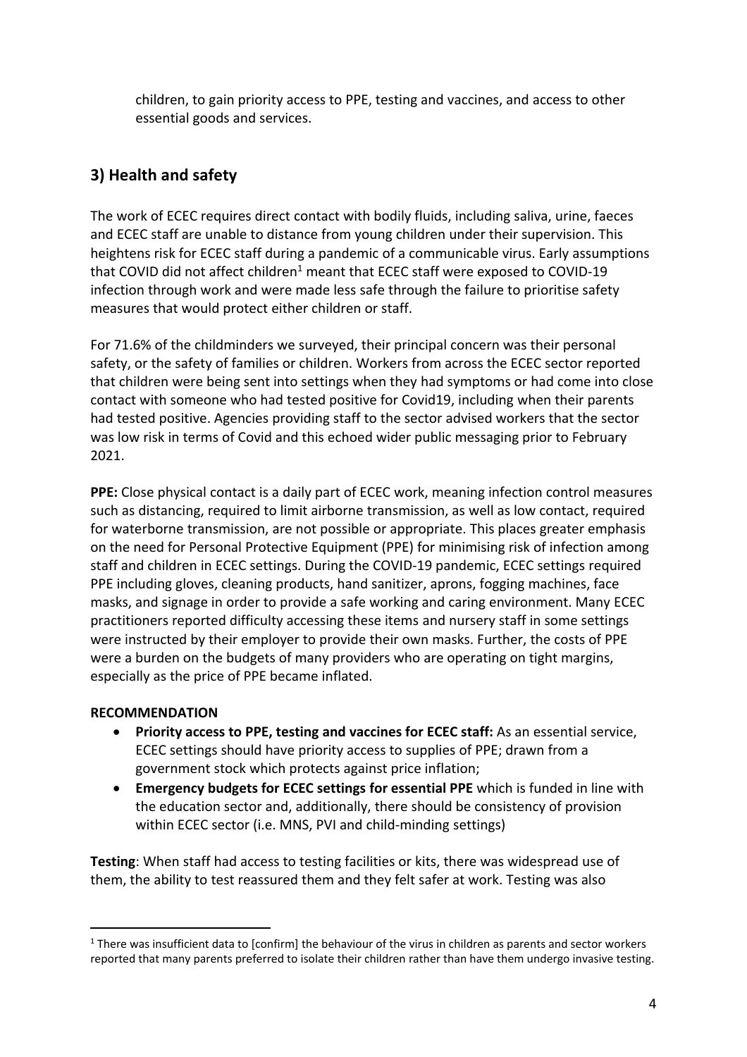children, to gain priority access to PPE, testing and vaccines, and access to other essential goods and services.

## 3) Health and safety

The work of ECEC requires direct contact with bodily fluids, including saliva, urine, faeces and ECEC staff are unable to distance from young children under their supervision. This heightens risk for ECEC staff during a pandemic of a communicable virus. Early assumptions that COVID did not affect children[1] meant that ECEC staff were exposed to COVID-19 infection through work and were made less safe through the failure to prioritise safety measures that would protect either children or staff.

For 71.6% of the childminders we surveyed, their principal concern was their personal safety, or the safety of families or children. Workers from across the ECEC sector reported that children were being sent into settings when they had symptoms or had come into close contact with someone who had tested positive for Covid19, including when their parents had tested positive. Agencies providing staff to the sector advised workers that the sector was low risk in terms of Covid and this echoed wider public messaging prior to February 2021.

**PPE:** Close physical contact is a daily part of ECEC work, meaning infection control measures such as distancing, required to limit airborne transmission, as well as low contact, required for waterborne transmission, are not possible or appropriate. This places greater emphasis on the need for Personal Protective Equipment (PPE) for minimising risk of infection among staff and children in ECEC settings. During the COVID-19 pandemic, ECEC settings required PPE including gloves, cleaning products, hand sanitizer, aprons, fogging machines, face masks, and signage in order to provide a safe working and caring environment. Many ECEC practitioners reported difficulty accessing these items and nursery staff in some settings were instructed by their employer to provide their own masks. Further, the costs of PPE were a burden on the budgets of many providers who are operating on tight margins, especially as the price of PPE became inflated.

**RECOMMENDATION**

- **Priority access to PPE, testing and vaccines for ECEC staff:** As an essential service, ECEC settings should have priority access to supplies of PPE; drawn from a government stock which protects against price inflation;
- **Emergency budgets for ECEC settings for essential PPE** which is funded in line with the education sector and, additionally, there should be consistency of provision within ECEC sector (i.e. MNS, PVI and child-minding settings)

**Testing**: When staff had access to testing facilities or kits, there was widespread use of them, the ability to test reassured them and they felt safer at work. Testing was also

---

[1] There was insufficient data to [confirm] the behaviour of the virus in children as parents and sector workers reported that many parents preferred to isolate their children rather than have them undergo invasive testing.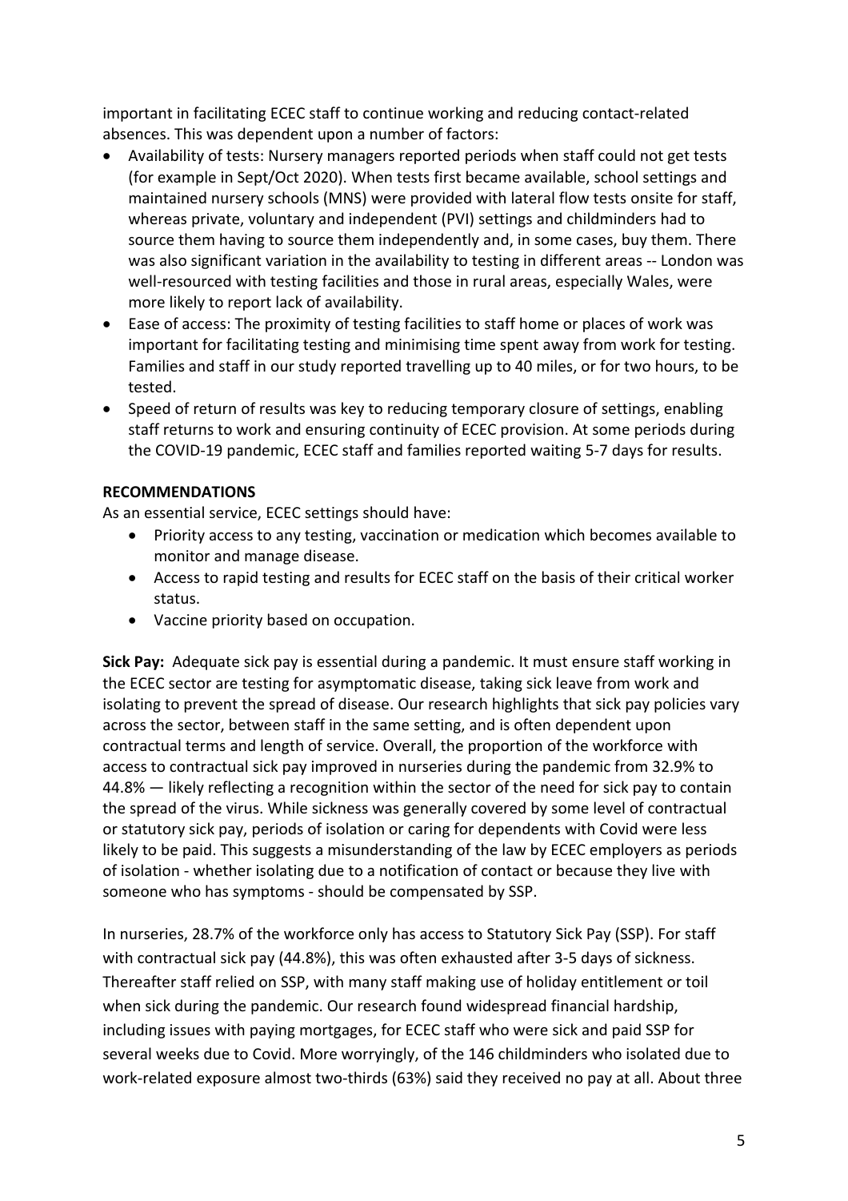important in facilitating ECEC staff to continue working and reducing contact-related absences. This was dependent upon a number of factors:

- Availability of tests: Nursery managers reported periods when staff could not get tests (for example in Sept/Oct 2020). When tests first became available, school settings and maintained nursery schools (MNS) were provided with lateral flow tests onsite for staff, whereas private, voluntary and independent (PVI) settings and childminders had to source them having to source them independently and, in some cases, buy them. There was also significant variation in the availability to testing in different areas -- London was well-resourced with testing facilities and those in rural areas, especially Wales, were more likely to report lack of availability.
- Ease of access: The proximity of testing facilities to staff home or places of work was important for facilitating testing and minimising time spent away from work for testing. Families and staff in our study reported travelling up to 40 miles, or for two hours, to be tested.
- Speed of return of results was key to reducing temporary closure of settings, enabling staff returns to work and ensuring continuity of ECEC provision. At some periods during the COVID-19 pandemic, ECEC staff and families reported waiting 5-7 days for results.

**RECOMMENDATIONS**

As an essential service, ECEC settings should have:

- Priority access to any testing, vaccination or medication which becomes available to monitor and manage disease.
- Access to rapid testing and results for ECEC staff on the basis of their critical worker status.
- Vaccine priority based on occupation.

**Sick Pay:** Adequate sick pay is essential during a pandemic. It must ensure staff working in the ECEC sector are testing for asymptomatic disease, taking sick leave from work and isolating to prevent the spread of disease. Our research highlights that sick pay policies vary across the sector, between staff in the same setting, and is often dependent upon contractual terms and length of service. Overall, the proportion of the workforce with access to contractual sick pay improved in nurseries during the pandemic from 32.9% to 44.8% — likely reflecting a recognition within the sector of the need for sick pay to contain the spread of the virus. While sickness was generally covered by some level of contractual or statutory sick pay, periods of isolation or caring for dependents with Covid were less likely to be paid. This suggests a misunderstanding of the law by ECEC employers as periods of isolation - whether isolating due to a notification of contact or because they live with someone who has symptoms - should be compensated by SSP.

In nurseries, 28.7% of the workforce only has access to Statutory Sick Pay (SSP). For staff with contractual sick pay (44.8%), this was often exhausted after 3-5 days of sickness. Thereafter staff relied on SSP, with many staff making use of holiday entitlement or toil when sick during the pandemic. Our research found widespread financial hardship, including issues with paying mortgages, for ECEC staff who were sick and paid SSP for several weeks due to Covid. More worryingly, of the 146 childminders who isolated due to work-related exposure almost two-thirds (63%) said they received no pay at all. About three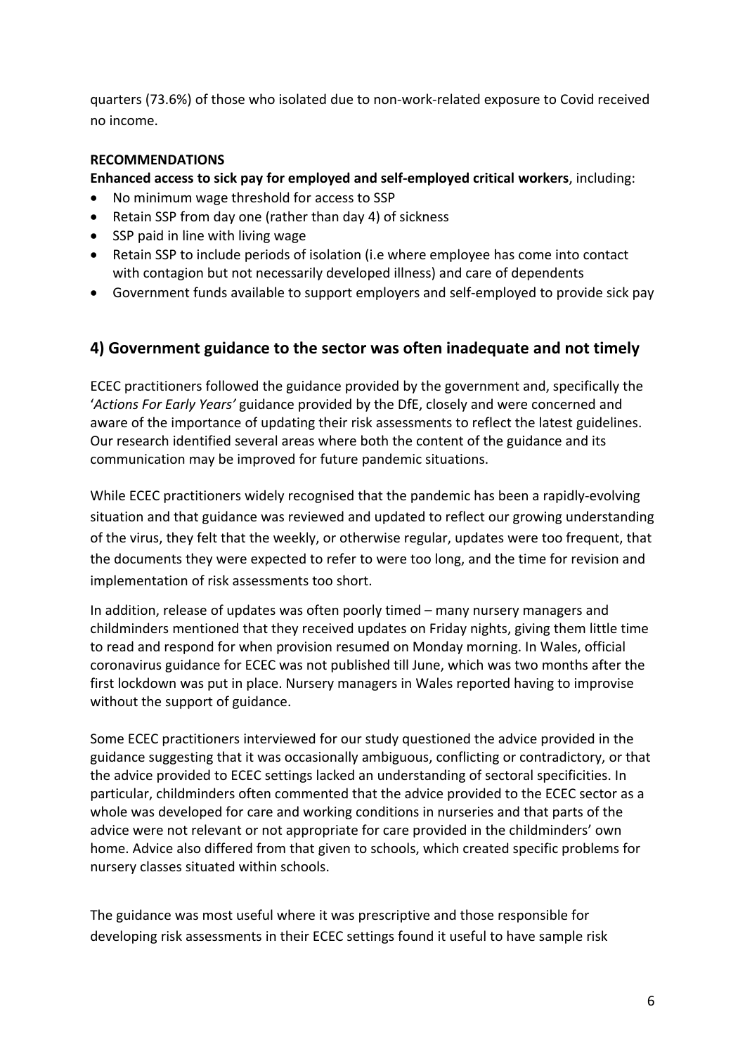quarters (73.6%) of those who isolated due to non-work-related exposure to Covid received no income.

**RECOMMENDATIONS**

**Enhanced access to sick pay for employed and self-employed critical workers**, including:

- No minimum wage threshold for access to SSP
- Retain SSP from day one (rather than day 4) of sickness
- SSP paid in line with living wage
- Retain SSP to include periods of isolation (i.e where employee has come into contact with contagion but not necessarily developed illness) and care of dependents
- Government funds available to support employers and self-employed to provide sick pay

## 4) Government guidance to the sector was often inadequate and not timely

ECEC practitioners followed the guidance provided by the government and, specifically the '*Actions For Early Years'* guidance provided by the DfE, closely and were concerned and aware of the importance of updating their risk assessments to reflect the latest guidelines. Our research identified several areas where both the content of the guidance and its communication may be improved for future pandemic situations.

While ECEC practitioners widely recognised that the pandemic has been a rapidly-evolving situation and that guidance was reviewed and updated to reflect our growing understanding of the virus, they felt that the weekly, or otherwise regular, updates were too frequent, that the documents they were expected to refer to were too long, and the time for revision and implementation of risk assessments too short.

In addition, release of updates was often poorly timed – many nursery managers and childminders mentioned that they received updates on Friday nights, giving them little time to read and respond for when provision resumed on Monday morning. In Wales, official coronavirus guidance for ECEC was not published till June, which was two months after the first lockdown was put in place. Nursery managers in Wales reported having to improvise without the support of guidance.

Some ECEC practitioners interviewed for our study questioned the advice provided in the guidance suggesting that it was occasionally ambiguous, conflicting or contradictory, or that the advice provided to ECEC settings lacked an understanding of sectoral specificities. In particular, childminders often commented that the advice provided to the ECEC sector as a whole was developed for care and working conditions in nurseries and that parts of the advice were not relevant or not appropriate for care provided in the childminders' own home. Advice also differed from that given to schools, which created specific problems for nursery classes situated within schools.

The guidance was most useful where it was prescriptive and those responsible for developing risk assessments in their ECEC settings found it useful to have sample risk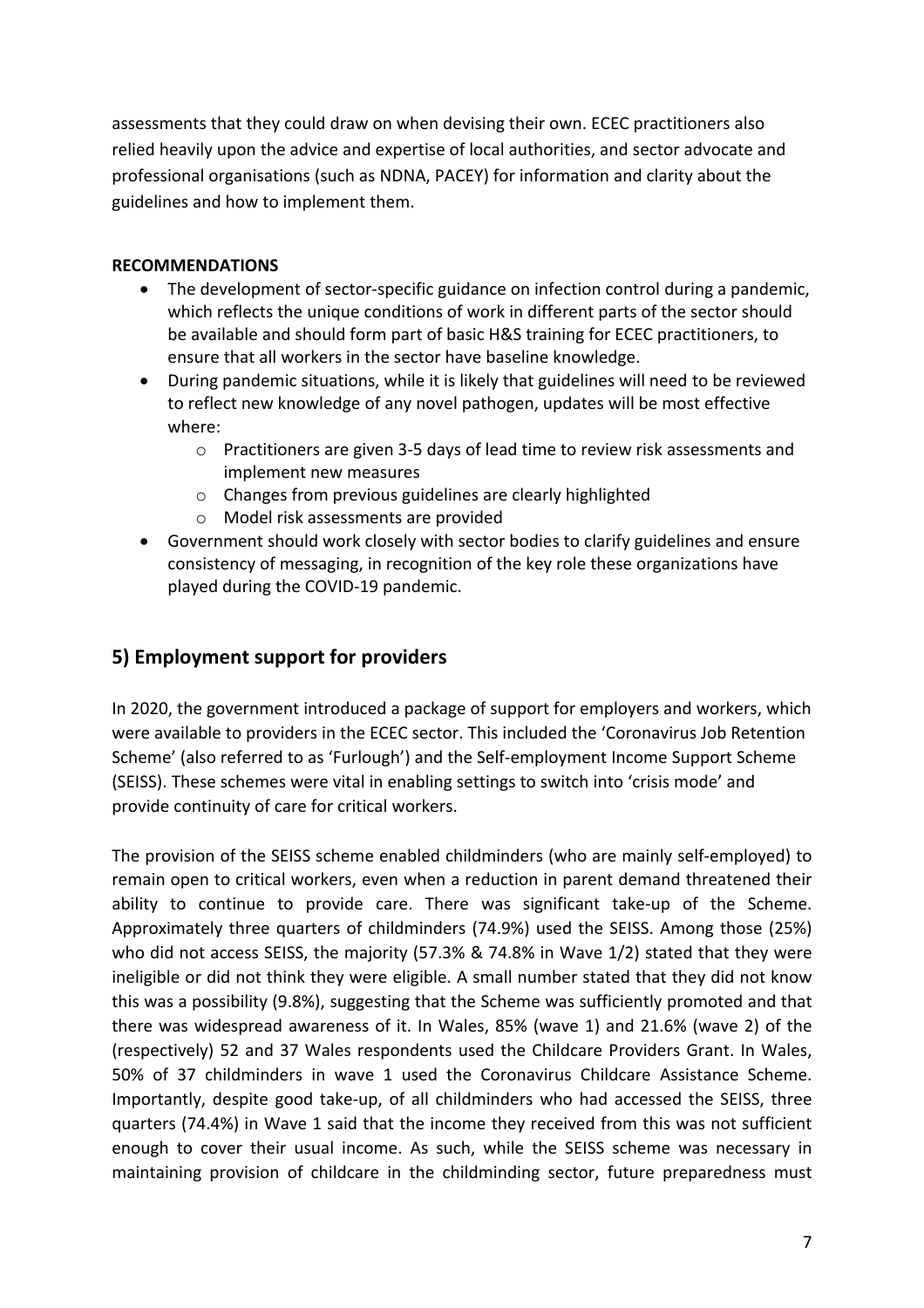assessments that they could draw on when devising their own. ECEC practitioners also relied heavily upon the advice and expertise of local authorities, and sector advocate and professional organisations (such as NDNA, PACEY) for information and clarity about the guidelines and how to implement them.

**RECOMMENDATIONS**

- The development of sector-specific guidance on infection control during a pandemic, which reflects the unique conditions of work in different parts of the sector should be available and should form part of basic H&S training for ECEC practitioners, to ensure that all workers in the sector have baseline knowledge.
- During pandemic situations, while it is likely that guidelines will need to be reviewed to reflect new knowledge of any novel pathogen, updates will be most effective where:
  - Practitioners are given 3-5 days of lead time to review risk assessments and implement new measures
  - Changes from previous guidelines are clearly highlighted
  - Model risk assessments are provided
- Government should work closely with sector bodies to clarify guidelines and ensure consistency of messaging, in recognition of the key role these organizations have played during the COVID-19 pandemic.

## 5) Employment support for providers

In 2020, the government introduced a package of support for employers and workers, which were available to providers in the ECEC sector. This included the 'Coronavirus Job Retention Scheme' (also referred to as 'Furlough') and the Self-employment Income Support Scheme (SEISS). These schemes were vital in enabling settings to switch into 'crisis mode' and provide continuity of care for critical workers.

The provision of the SEISS scheme enabled childminders (who are mainly self-employed) to remain open to critical workers, even when a reduction in parent demand threatened their ability to continue to provide care. There was significant take-up of the Scheme. Approximately three quarters of childminders (74.9%) used the SEISS. Among those (25%) who did not access SEISS, the majority (57.3% & 74.8% in Wave 1/2) stated that they were ineligible or did not think they were eligible. A small number stated that they did not know this was a possibility (9.8%), suggesting that the Scheme was sufficiently promoted and that there was widespread awareness of it. In Wales, 85% (wave 1) and 21.6% (wave 2) of the (respectively) 52 and 37 Wales respondents used the Childcare Providers Grant. In Wales, 50% of 37 childminders in wave 1 used the Coronavirus Childcare Assistance Scheme. Importantly, despite good take-up, of all childminders who had accessed the SEISS, three quarters (74.4%) in Wave 1 said that the income they received from this was not sufficient enough to cover their usual income. As such, while the SEISS scheme was necessary in maintaining provision of childcare in the childminding sector, future preparedness must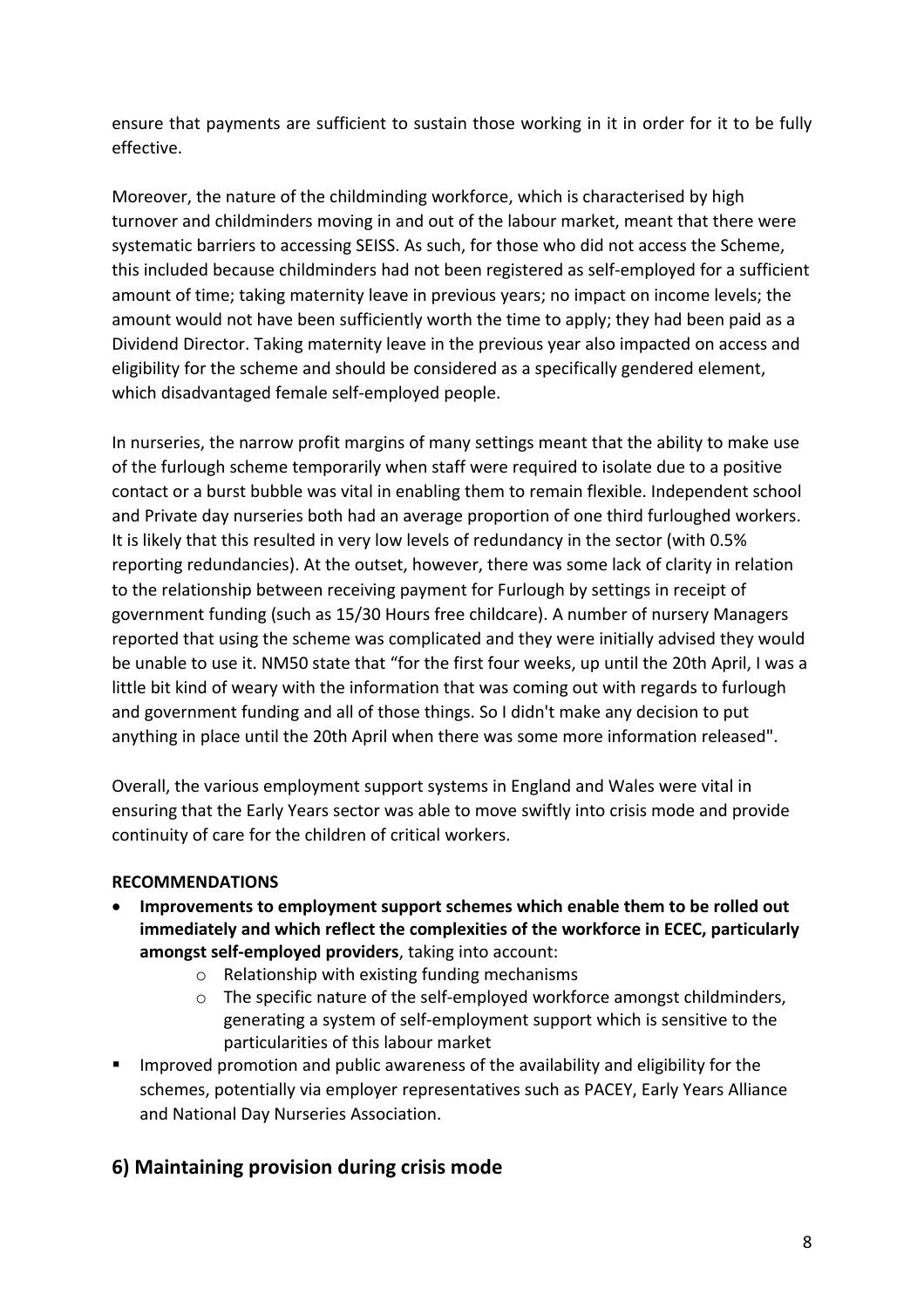ensure that payments are sufficient to sustain those working in it in order for it to be fully effective.

Moreover, the nature of the childminding workforce, which is characterised by high turnover and childminders moving in and out of the labour market, meant that there were systematic barriers to accessing SEISS. As such, for those who did not access the Scheme, this included because childminders had not been registered as self-employed for a sufficient amount of time; taking maternity leave in previous years; no impact on income levels; the amount would not have been sufficiently worth the time to apply; they had been paid as a Dividend Director. Taking maternity leave in the previous year also impacted on access and eligibility for the scheme and should be considered as a specifically gendered element, which disadvantaged female self-employed people.

In nurseries, the narrow profit margins of many settings meant that the ability to make use of the furlough scheme temporarily when staff were required to isolate due to a positive contact or a burst bubble was vital in enabling them to remain flexible. Independent school and Private day nurseries both had an average proportion of one third furloughed workers. It is likely that this resulted in very low levels of redundancy in the sector (with 0.5% reporting redundancies). At the outset, however, there was some lack of clarity in relation to the relationship between receiving payment for Furlough by settings in receipt of government funding (such as 15/30 Hours free childcare). A number of nursery Managers reported that using the scheme was complicated and they were initially advised they would be unable to use it. NM50 state that "for the first four weeks, up until the 20th April, I was a little bit kind of weary with the information that was coming out with regards to furlough and government funding and all of those things. So I didn't make any decision to put anything in place until the 20th April when there was some more information released".

Overall, the various employment support systems in England and Wales were vital in ensuring that the Early Years sector was able to move swiftly into crisis mode and provide continuity of care for the children of critical workers.

**RECOMMENDATIONS**

- **Improvements to employment support schemes which enable them to be rolled out immediately and which reflect the complexities of the workforce in ECEC, particularly amongst self-employed providers**, taking into account:
  - Relationship with existing funding mechanisms
  - The specific nature of the self-employed workforce amongst childminders, generating a system of self-employment support which is sensitive to the particularities of this labour market
- Improved promotion and public awareness of the availability and eligibility for the schemes, potentially via employer representatives such as PACEY, Early Years Alliance and National Day Nurseries Association.

## 6) Maintaining provision during crisis mode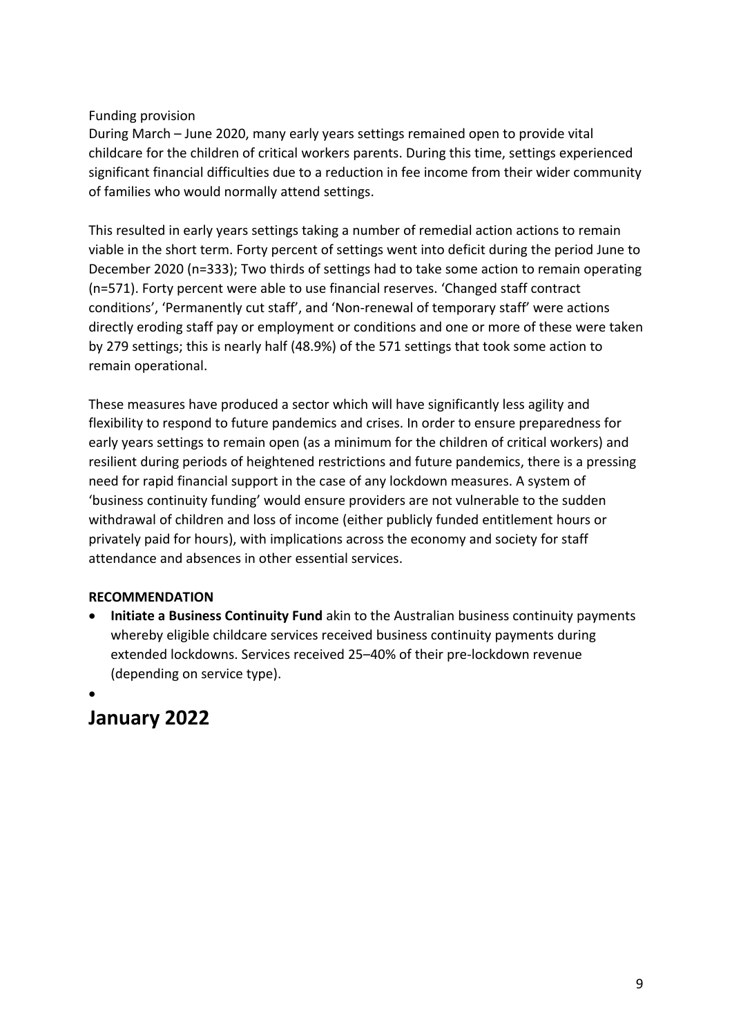Funding provision

During March – June 2020, many early years settings remained open to provide vital childcare for the children of critical workers parents. During this time, settings experienced significant financial difficulties due to a reduction in fee income from their wider community of families who would normally attend settings.

This resulted in early years settings taking a number of remedial action actions to remain viable in the short term. Forty percent of settings went into deficit during the period June to December 2020 (n=333); Two thirds of settings had to take some action to remain operating (n=571). Forty percent were able to use financial reserves. 'Changed staff contract conditions', 'Permanently cut staff', and 'Non-renewal of temporary staff' were actions directly eroding staff pay or employment or conditions and one or more of these were taken by 279 settings; this is nearly half (48.9%) of the 571 settings that took some action to remain operational.

These measures have produced a sector which will have significantly less agility and flexibility to respond to future pandemics and crises. In order to ensure preparedness for early years settings to remain open (as a minimum for the children of critical workers) and resilient during periods of heightened restrictions and future pandemics, there is a pressing need for rapid financial support in the case of any lockdown measures. A system of 'business continuity funding' would ensure providers are not vulnerable to the sudden withdrawal of children and loss of income (either publicly funded entitlement hours or privately paid for hours), with implications across the economy and society for staff attendance and absences in other essential services.

**RECOMMENDATION**

- **Initiate a Business Continuity Fund** akin to the Australian business continuity payments whereby eligible childcare services received business continuity payments during extended lockdowns. Services received 25–40% of their pre-lockdown revenue (depending on service type).
- 

## January 2022